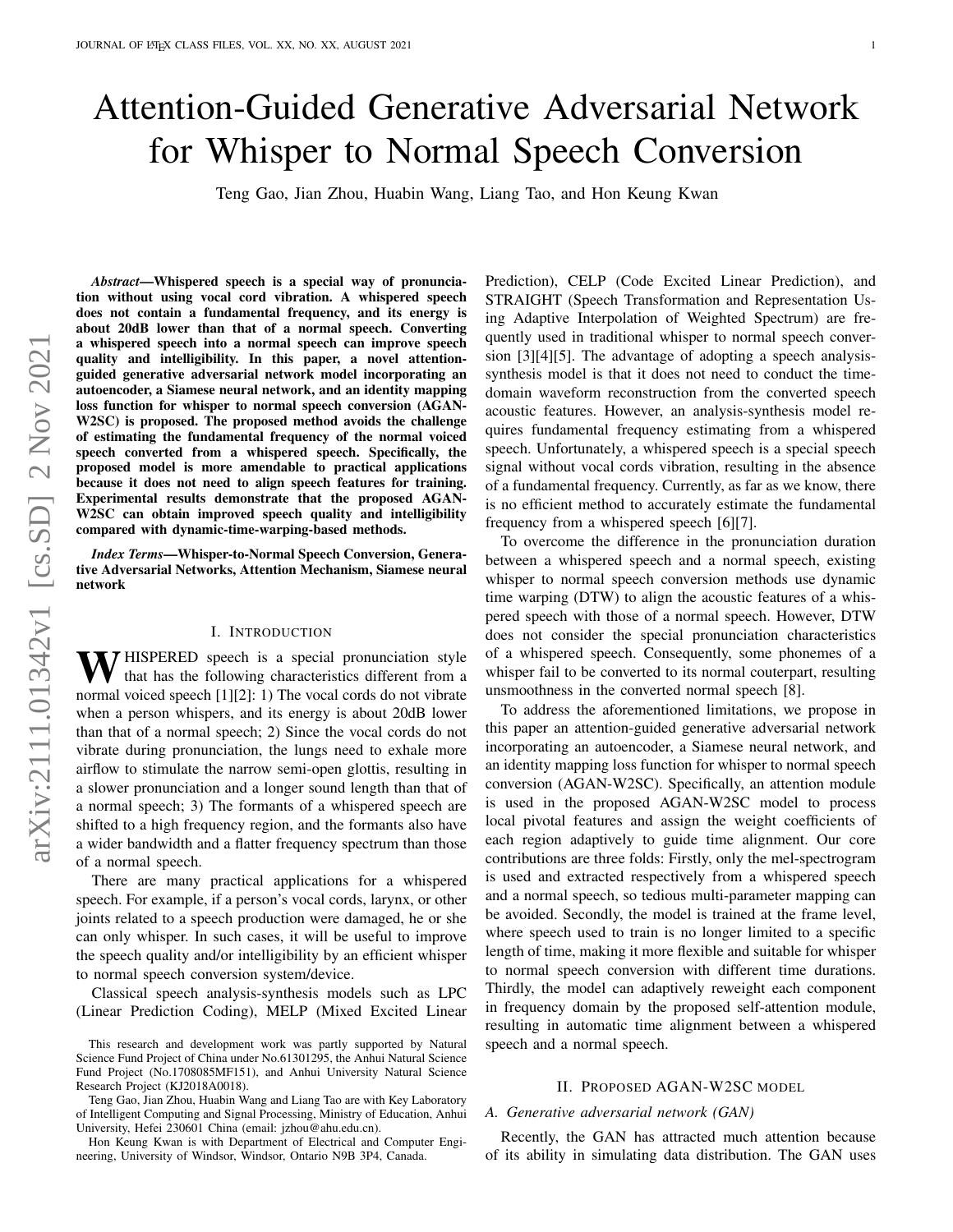# Attention-Guided Generative Adversarial Network for Whisper to Normal Speech Conversion

Teng Gao, Jian Zhou, Huabin Wang, Liang Tao, and Hon Keung Kwan

***Abstract*—Whispered speech is a special way of pronunciation without using vocal cord vibration. A whispered speech does not contain a fundamental frequency, and its energy is about 20dB lower than that of a normal speech. Converting a whispered speech into a normal speech can improve speech quality and intelligibility. In this paper, a novel attention-guided generative adversarial network model incorporating an autoencoder, a Siamese neural network, and an identity mapping loss function for whisper to normal speech conversion (AGAN-W2SC) is proposed. The proposed method avoids the challenge of estimating the fundamental frequency of the normal voiced speech converted from a whispered speech. Specifically, the proposed model is more amendable to practical applications because it does not need to align speech features for training. Experimental results demonstrate that the proposed AGAN-W2SC can obtain improved speech quality and intelligibility compared with dynamic-time-warping-based methods.**

***Index Terms*—Whisper-to-Normal Speech Conversion, Generative Adversarial Networks, Attention Mechanism, Siamese neural network**

## I. Introduction

Whispered speech is a special pronunciation style that has the following characteristics different from a normal voiced speech [1][2]: 1) The vocal cords do not vibrate when a person whispers, and its energy is about 20dB lower than that of a normal speech; 2) Since the vocal cords do not vibrate during pronunciation, the lungs need to exhale more airflow to stimulate the narrow semi-open glottis, resulting in a slower pronunciation and a longer sound length than that of a normal speech; 3) The formants of a whispered speech are shifted to a high frequency region, and the formants also have a wider bandwidth and a flatter frequency spectrum than those of a normal speech.

There are many practical applications for a whispered speech. For example, if a person's vocal cords, larynx, or other joints related to a speech production were damaged, he or she can only whisper. In such cases, it will be useful to improve the speech quality and/or intelligibility by an efficient whisper to normal speech conversion system/device.

Classical speech analysis-synthesis models such as LPC (Linear Prediction Coding), MELP (Mixed Excited Linear Prediction), CELP (Code Excited Linear Prediction), and STRAIGHT (Speech Transformation and Representation Using Adaptive Interpolation of Weighted Spectrum) are frequently used in traditional whisper to normal speech conversion [3][4][5]. The advantage of adopting a speech analysis-synthesis model is that it does not need to conduct the time-domain waveform reconstruction from the converted speech acoustic features. However, an analysis-synthesis model requires fundamental frequency estimating from a whispered speech. Unfortunately, a whispered speech is a special speech signal without vocal cords vibration, resulting in the absence of a fundamental frequency. Currently, as far as we know, there is no efficient method to accurately estimate the fundamental frequency from a whispered speech [6][7].

To overcome the difference in the pronunciation duration between a whispered speech and a normal speech, existing whisper to normal speech conversion methods use dynamic time warping (DTW) to align the acoustic features of a whispered speech with those of a normal speech. However, DTW does not consider the special pronunciation characteristics of a whispered speech. Consequently, some phonemes of a whisper fail to be converted to its normal couterpart, resulting unsmoothness in the converted normal speech [8].

To address the aforementioned limitations, we propose in this paper an attention-guided generative adversarial network incorporating an autoencoder, a Siamese neural network, and an identity mapping loss function for whisper to normal speech conversion (AGAN-W2SC). Specifically, an attention module is used in the proposed AGAN-W2SC model to process local pivotal features and assign the weight coefficients of each region adaptively to guide time alignment. Our core contributions are three folds: Firstly, only the mel-spectrogram is used and extracted respectively from a whispered speech and a normal speech, so tedious multi-parameter mapping can be avoided. Secondly, the model is trained at the frame level, where speech used to train is no longer limited to a specific length of time, making it more flexible and suitable for whisper to normal speech conversion with different time durations. Thirdly, the model can adaptively reweight each component in frequency domain by the proposed self-attention module, resulting in automatic time alignment between a whispered speech and a normal speech.

## II. Proposed AGAN-W2SC model

### A. Generative adversarial network (GAN)

Recently, the GAN has attracted much attention because of its ability in simulating data distribution. The GAN uses

---

This research and development work was partly supported by Natural Science Fund Project of China under No.61301295, the Anhui Natural Science Fund Project (No.1708085MF151), and Anhui University Natural Science Research Project (KJ2018A0018).

Teng Gao, Jian Zhou, Huabin Wang and Liang Tao are with Key Laboratory of Intelligent Computing and Signal Processing, Ministry of Education, Anhui University, Hefei 230601 China (email: jzhou@ahu.edu.cn).

Hon Keung Kwan is with Department of Electrical and Computer Engineering, University of Windsor, Windsor, Ontario N9B 3P4, Canada.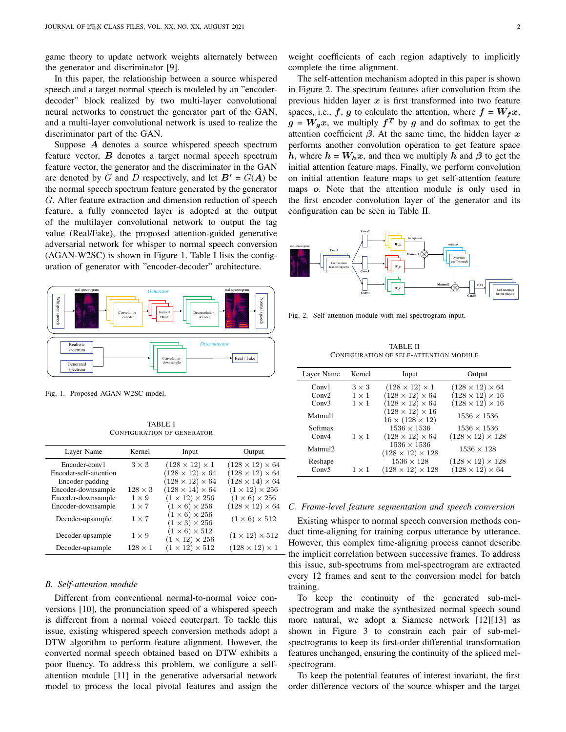game theory to update network weights alternately between the generator and discriminator [9].

In this paper, the relationship between a source whispered speech and a target normal speech is modeled by an "encoder-decoder" block realized by two multi-layer convolutional neural networks to construct the generator part of the GAN, and a multi-layer convolutional network is used to realize the discriminator part of the GAN.

Suppose $\boldsymbol{A}$ denotes a source whispered speech spectrum feature vector, $\boldsymbol{B}$ denotes a target normal speech spectrum feature vector, and the discriminator in the GAN are denoted by $G$ and $D$ respectively, and let $\boldsymbol{B'} = G(\boldsymbol{A})$ be the normal speech spectrum feature generated by the generator $G$. After feature extraction and dimension reduction of speech feature, a fully connected layer is adopted at the output of the multilayer convolutional network to output the tag value (Real/Fake), the proposed attention-guided generative adversarial network for whisper to normal speech conversion (AGAN-W2SC) is shown in Figure 1. Table I lists the configuration of generator with "encoder-decoder" architecture.

Fig. 1. Proposed AGAN-W2SC model.

TABLE I
CONFIGURATION OF GENERATOR

| Layer Name | Kernel | Input | Output |
|---|---|---|---|
| Encoder-conv1 | $3 \times 3$ | $(128 \times 12) \times 1$ | $(128 \times 12) \times 64$ |
| Encoder-self-attention | | $(128 \times 12) \times 64$ | $(128 \times 12) \times 64$ |
| Encoder-padding | | $(128 \times 12) \times 64$ | $(128 \times 14) \times 64$ |
| Encoder-downsample | $128 \times 3$ | $(128 \times 14) \times 64$ | $(1 \times 12) \times 256$ |
| Encoder-downsample | $1 \times 9$ | $(1 \times 12) \times 256$ | $(1 \times 6) \times 256$ |
| Encoder-downsample | $1 \times 7$ | $(1 \times 6) \times 256$ | $(128 \times 12) \times 64$ |
| Decoder-upsample | $1 \times 7$ | $(1 \times 6) \times 256$<br>$(1 \times 3) \times 256$ | $(1 \times 6) \times 512$ |
| Decoder-upsample | $1 \times 9$ | $(1 \times 6) \times 512$<br>$(1 \times 12) \times 256$ | $(1 \times 12) \times 512$ |
| Decoder-upsample | $128 \times 1$ | $(1 \times 12) \times 512$ | $(128 \times 12) \times 1$ |

## B. Self-attention module

Different from conventional normal-to-normal voice conversions [10], the pronunciation speed of a whispered speech is different from a normal voiced couterpart. To tackle this issue, existing whispered speech conversion methods adopt a DTW algorithm to perform feature alignment. However, the converted normal speech obtained based on DTW exhibits a poor fluency. To address this problem, we configure a self-attention module [11] in the generative adversarial network model to process the local pivotal features and assign the weight coefficients of each region adaptively to implicitly complete the time alignment.

The self-attention mechanism adopted in this paper is shown in Figure 2. The spectrum features after convolution from the previous hidden layer $\boldsymbol{x}$ is first transformed into two feature spaces, i.e., $\boldsymbol{f}$, $\boldsymbol{g}$ to calculate the attention, where $\boldsymbol{f} = \boldsymbol{W_f x}$, $\boldsymbol{g} = \boldsymbol{W_g x}$, we multiply $\boldsymbol{f^T}$ by $\boldsymbol{g}$ and do softmax to get the attention coefficient $\boldsymbol{\beta}$. At the same time, the hidden layer $\boldsymbol{x}$ performs another convolution operation to get feature space $\boldsymbol{h}$, where $\boldsymbol{h} = \boldsymbol{W_h x}$, and then we multiply $\boldsymbol{h}$ and $\boldsymbol{\beta}$ to get the initial attention feature maps. Finally, we perform convolution on initial attention feature maps to get self-attention feature maps $\boldsymbol{o}$. Note that the attention module is only used in the first encoder convolution layer of the generator and its configuration can be seen in Table II.

Fig. 2. Self-attention module with mel-spectrogram input.

TABLE II
CONFIGURATION OF SELF-ATTENTION MODULE

| Layer Name | Kernel | Input | Output |
|---|---|---|---|
| Conv1 | $3 \times 3$ | $(128 \times 12) \times 1$ | $(128 \times 12) \times 64$ |
| Conv2 | $1 \times 1$ | $(128 \times 12) \times 64$ | $(128 \times 12) \times 16$ |
| Conv3 | $1 \times 1$ | $(128 \times 12) \times 64$ | $(128 \times 12) \times 16$ |
| Matmul1 | | $(128 \times 12) \times 16$<br>$16 \times (128 \times 12)$ | $1536 \times 1536$ |
| Softmax | | $1536 \times 1536$ | $1536 \times 1536$ |
| Conv4 | $1 \times 1$ | $(128 \times 12) \times 64$ | $(128 \times 12) \times 128$ |
| Matmul2 | | $1536 \times 1536$<br>$(128 \times 12) \times 128$ | $1536 \times 128$ |
| Reshape | | $1536 \times 128$ | $(128 \times 12) \times 128$ |
| Conv5 | $1 \times 1$ | $(128 \times 12) \times 128$ | $(128 \times 12) \times 64$ |

## C. Frame-level feature segmentation and speech conversion

Existing whisper to normal speech conversion methods conduct time-aligning for training corpus utterance by utterance. However, this complex time-aligning process cannot describe the implicit correlation between successive frames. To address this issue, sub-spectrums from mel-spectrogram are extracted every 12 frames and sent to the conversion model for batch training.

To keep the continuity of the generated sub-mel-spectrogram and make the synthesized normal speech sound more natural, we adopt a Siamese network [12][13] as shown in Figure 3 to constrain each pair of sub-mel-spectrograms to keep its first-order differential transformation features unchanged, ensuring the continuity of the spliced mel-spectrogram.

To keep the potential features of interest invariant, the first order difference vectors of the source whisper and the target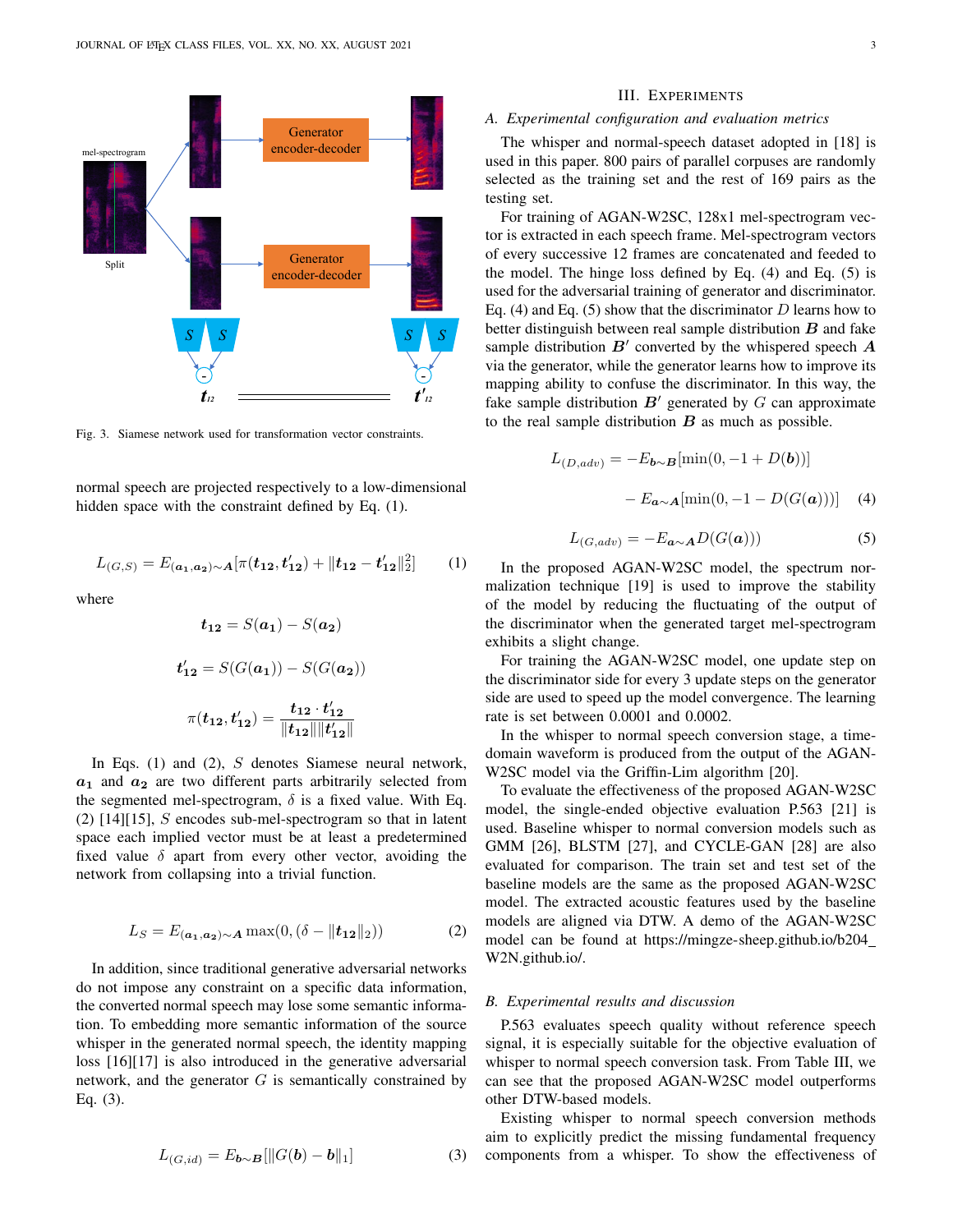Fig. 3. Siamese network used for transformation vector constraints.

normal speech are projected respectively to a low-dimensional hidden space with the constraint defined by Eq. (1).

$$L_{(G,S)} = E_{(\boldsymbol{a_1},\boldsymbol{a_2})\sim \boldsymbol{A}}[\pi(\boldsymbol{t_{12}},\boldsymbol{t'_{12}}) + \|\boldsymbol{t_{12}} - \boldsymbol{t'_{12}}\|_2^2] \tag{1}$$

where

$$\boldsymbol{t_{12}} = S(\boldsymbol{a_1}) - S(\boldsymbol{a_2})$$

$$\boldsymbol{t'_{12}} = S(G(\boldsymbol{a_1})) - S(G(\boldsymbol{a_2}))$$

$$\pi(\boldsymbol{t_{12}},\boldsymbol{t'_{12}}) = \frac{\boldsymbol{t_{12}} \cdot \boldsymbol{t'_{12}}}{\|\boldsymbol{t_{12}}\|\|\boldsymbol{t'_{12}}\|}$$

In Eqs. (1) and (2), $S$ denotes Siamese neural network, $\boldsymbol{a_1}$ and $\boldsymbol{a_2}$ are two different parts arbitrarily selected from the segmented mel-spectrogram, $\delta$ is a fixed value. With Eq. (2) [14][15], $S$ encodes sub-mel-spectrogram so that in latent space each implied vector must be at least a predetermined fixed value $\delta$ apart from every other vector, avoiding the network from collapsing into a trivial function.

$$L_S = E_{(\boldsymbol{a_1},\boldsymbol{a_2})\sim \boldsymbol{A}} \max(0, (\delta - \|\boldsymbol{t_{12}}\|_2)) \tag{2}$$

In addition, since traditional generative adversarial networks do not impose any constraint on a specific data information, the converted normal speech may lose some semantic information. To embedding more semantic information of the source whisper in the generated normal speech, the identity mapping loss [16][17] is also introduced in the generative adversarial network, and the generator $G$ is semantically constrained by Eq. (3).

$$L_{(G,id)} = E_{\boldsymbol{b}\sim \boldsymbol{B}}[\|G(\boldsymbol{b}) - \boldsymbol{b}\|_1] \tag{3}$$

## III. Experiments

### A. Experimental configuration and evaluation metrics

The whisper and normal-speech dataset adopted in [18] is used in this paper. 800 pairs of parallel corpuses are randomly selected as the training set and the rest of 169 pairs as the testing set.

For training of AGAN-W2SC, 128x1 mel-spectrogram vector is extracted in each speech frame. Mel-spectrogram vectors of every successive 12 frames are concatenated and feeded to the model. The hinge loss defined by Eq. (4) and Eq. (5) is used for the adversarial training of generator and discriminator. Eq. (4) and Eq. (5) show that the discriminator $D$ learns how to better distinguish between real sample distribution $\boldsymbol{B}$ and fake sample distribution $\boldsymbol{B'}$ converted by the whispered speech $\boldsymbol{A}$ via the generator, while the generator learns how to improve its mapping ability to confuse the discriminator. In this way, the fake sample distribution $\boldsymbol{B'}$ generated by $G$ can approximate to the real sample distribution $\boldsymbol{B}$ as much as possible.

$$L_{(D,adv)} = -E_{\boldsymbol{b}\sim \boldsymbol{B}}[\min(0, -1 + D(\boldsymbol{b}))] \\ - E_{\boldsymbol{a}\sim \boldsymbol{A}}[\min(0, -1 - D(G(\boldsymbol{a})))] \tag{4}$$

$$L_{(G,adv)} = -E_{\boldsymbol{a}\sim \boldsymbol{A}} D(G(\boldsymbol{a}))) \tag{5}$$

In the proposed AGAN-W2SC model, the spectrum normalization technique [19] is used to improve the stability of the model by reducing the fluctuating of the output of the discriminator when the generated target mel-spectrogram exhibits a slight change.

For training the AGAN-W2SC model, one update step on the discriminator side for every 3 update steps on the generator side are used to speed up the model convergence. The learning rate is set between 0.0001 and 0.0002.

In the whisper to normal speech conversion stage, a time-domain waveform is produced from the output of the AGAN-W2SC model via the Griffin-Lim algorithm [20].

To evaluate the effectiveness of the proposed AGAN-W2SC model, the single-ended objective evaluation P.563 [21] is used. Baseline whisper to normal conversion models such as GMM [26], BLSTM [27], and CYCLE-GAN [28] are also evaluated for comparison. The train set and test set of the baseline models are the same as the proposed AGAN-W2SC model. The extracted acoustic features used by the baseline models are aligned via DTW. A demo of the AGAN-W2SC model can be found at https://mingze-sheep.github.io/b204_W2N.github.io/.

### B. Experimental results and discussion

P.563 evaluates speech quality without reference speech signal, it is especially suitable for the objective evaluation of whisper to normal speech conversion task. From Table III, we can see that the proposed AGAN-W2SC model outperforms other DTW-based models.

Existing whisper to normal speech conversion methods aim to explicitly predict the missing fundamental frequency components from a whisper. To show the effectiveness of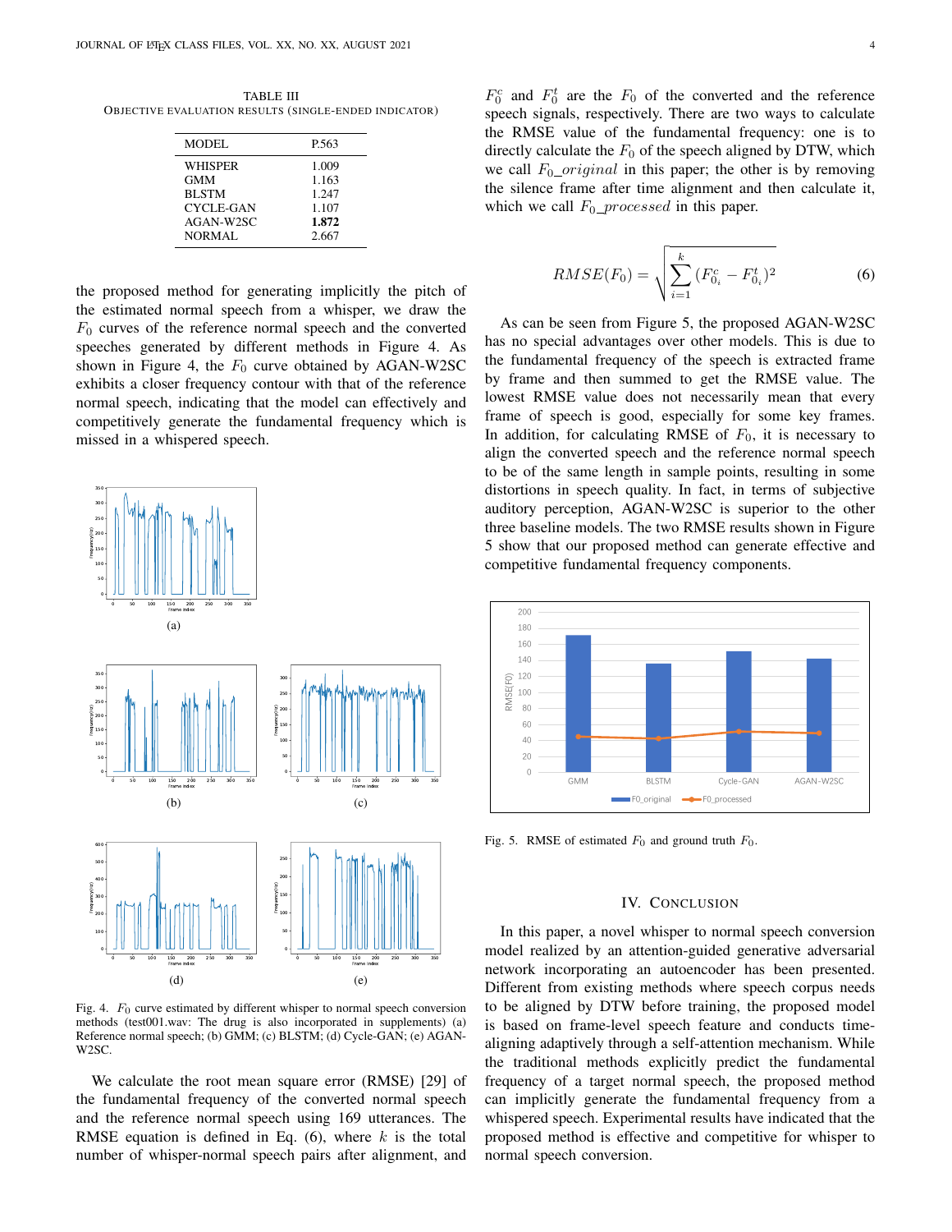TABLE III
OBJECTIVE EVALUATION RESULTS (SINGLE-ENDED INDICATOR)

| MODEL | P.563 |
| --- | --- |
| WHISPER | 1.009 |
| GMM | 1.163 |
| BLSTM | 1.247 |
| CYCLE-GAN | 1.107 |
| AGAN-W2SC | **1.872** |
| NORMAL | 2.667 |

the proposed method for generating implicitly the pitch of the estimated normal speech from a whisper, we draw the $F_0$ curves of the reference normal speech and the converted speeches generated by different methods in Figure 4. As shown in Figure 4, the $F_0$ curve obtained by AGAN-W2SC exhibits a closer frequency contour with that of the reference normal speech, indicating that the model can effectively and competitively generate the fundamental frequency which is missed in a whispered speech.

Fig. 4. $F_0$ curve estimated by different whisper to normal speech conversion methods (test001.wav: The drug is also incorporated in supplements) (a) Reference normal speech; (b) GMM; (c) BLSTM; (d) Cycle-GAN; (e) AGAN-W2SC.

We calculate the root mean square error (RMSE) [29] of the fundamental frequency of the converted normal speech and the reference normal speech using 169 utterances. The RMSE equation is defined in Eq. (6), where $k$ is the total number of whisper-normal speech pairs after alignment, and $F_0^c$ and $F_0^t$ are the $F_0$ of the converted and the reference speech signals, respectively. There are two ways to calculate the RMSE value of the fundamental frequency: one is to directly calculate the $F_0$ of the speech aligned by DTW, which we call $F_0\_original$ in this paper; the other is by removing the silence frame after time alignment and then calculate it, which we call $F_0\_processed$ in this paper.

$$RMSE(F_0) = \sqrt{\sum_{i=1}^{k} (F_{0_i}^c - F_{0_i}^t)^2} \tag{6}$$

As can be seen from Figure 5, the proposed AGAN-W2SC has no special advantages over other models. This is due to the fundamental frequency of the speech is extracted frame by frame and then summed to get the RMSE value. The lowest RMSE value does not necessarily mean that every frame of speech is good, especially for some key frames. In addition, for calculating RMSE of $F_0$, it is necessary to align the converted speech and the reference normal speech to be of the same length in sample points, resulting in some distortions in speech quality. In fact, in terms of subjective auditory perception, AGAN-W2SC is superior to the other three baseline models. The two RMSE results shown in Figure 5 show that our proposed method can generate effective and competitive fundamental frequency components.

Fig. 5. RMSE of estimated $F_0$ and ground truth $F_0$.

## IV. CONCLUSION

In this paper, a novel whisper to normal speech conversion model realized by an attention-guided generative adversarial network incorporating an autoencoder has been presented. Different from existing methods where speech corpus needs to be aligned by DTW before training, the proposed model is based on frame-level speech feature and conducts time-aligning adaptively through a self-attention mechanism. While the traditional methods explicitly predict the fundamental frequency of a target normal speech, the proposed method can implicitly generate the fundamental frequency from a whispered speech. Experimental results have indicated that the proposed method is effective and competitive for whisper to normal speech conversion.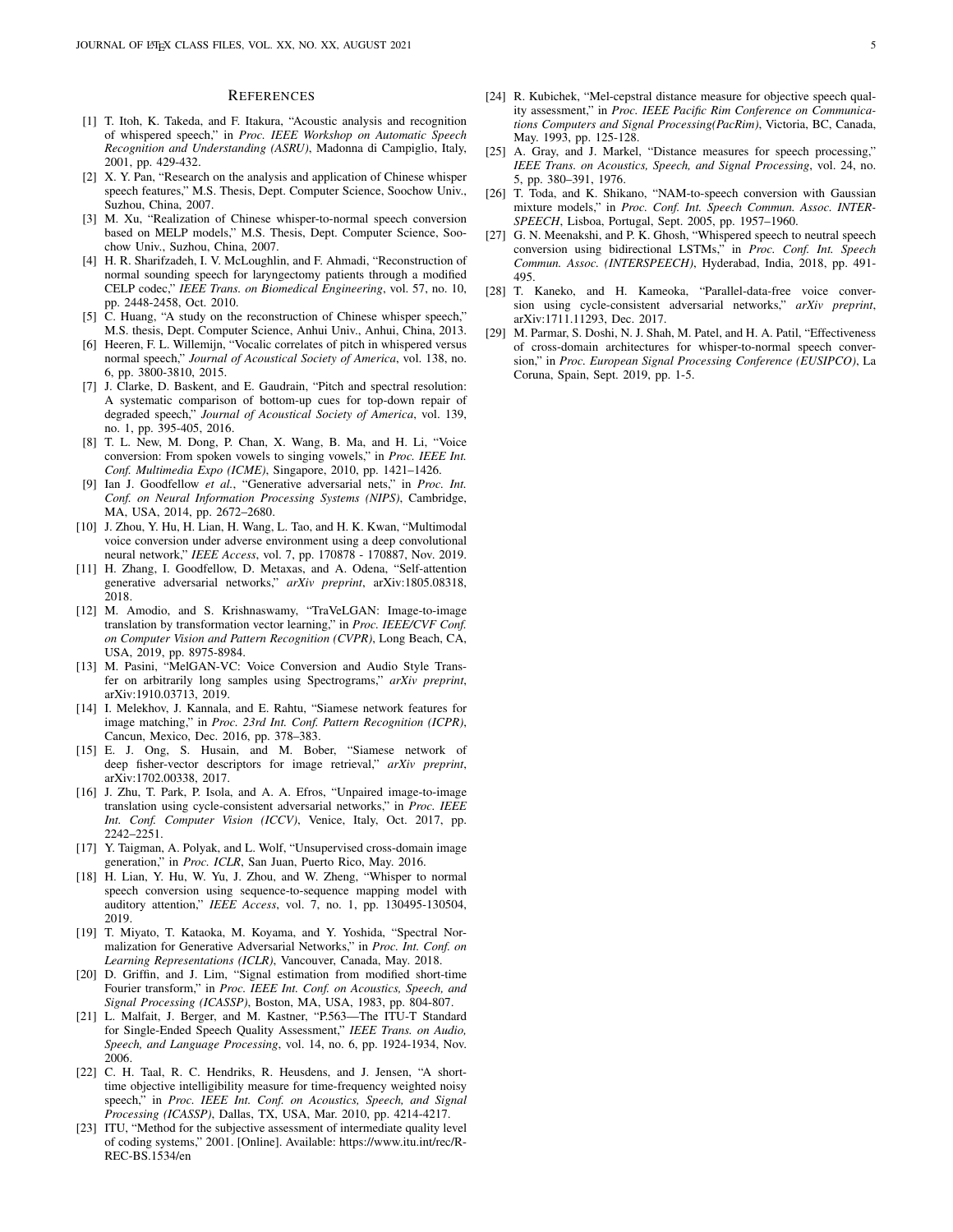## References

[1] T. Itoh, K. Takeda, and F. Itakura, "Acoustic analysis and recognition of whispered speech," in *Proc. IEEE Workshop on Automatic Speech Recognition and Understanding (ASRU)*, Madonna di Campiglio, Italy, 2001, pp. 429-432.

[2] X. Y. Pan, "Research on the analysis and application of Chinese whisper speech features," M.S. Thesis, Dept. Computer Science, Soochow Univ., Suzhou, China, 2007.

[3] M. Xu, "Realization of Chinese whisper-to-normal speech conversion based on MELP models," M.S. Thesis, Dept. Computer Science, Soochow Univ., Suzhou, China, 2007.

[4] H. R. Sharifzadeh, I. V. McLoughlin, and F. Ahmadi, "Reconstruction of normal sounding speech for laryngectomy patients through a modified CELP codec," *IEEE Trans. on Biomedical Engineering*, vol. 57, no. 10, pp. 2448-2458, Oct. 2010.

[5] C. Huang, "A study on the reconstruction of Chinese whisper speech," M.S. thesis, Dept. Computer Science, Anhui Univ., Anhui, China, 2013.

[6] Heeren, F. L. Willemijn, "Vocalic correlates of pitch in whispered versus normal speech," *Journal of Acoustical Society of America*, vol. 138, no. 6, pp. 3800-3810, 2015.

[7] J. Clarke, D. Baskent, and E. Gaudrain, "Pitch and spectral resolution: A systematic comparison of bottom-up cues for top-down repair of degraded speech," *Journal of Acoustical Society of America*, vol. 139, no. 1, pp. 395-405, 2016.

[8] T. L. New, M. Dong, P. Chan, X. Wang, B. Ma, and H. Li, "Voice conversion: From spoken vowels to singing vowels," in *Proc. IEEE Int. Conf. Multimedia Expo (ICME)*, Singapore, 2010, pp. 1421–1426.

[9] Ian J. Goodfellow *et al.*, "Generative adversarial nets," in *Proc. Int. Conf. on Neural Information Processing Systems (NIPS)*, Cambridge, MA, USA, 2014, pp. 2672–2680.

[10] J. Zhou, Y. Hu, H. Lian, H. Wang, L. Tao, and H. K. Kwan, "Multimodal voice conversion under adverse environment using a deep convolutional neural network," *IEEE Access*, vol. 7, pp. 170878 - 170887, Nov. 2019.

[11] H. Zhang, I. Goodfellow, D. Metaxas, and A. Odena, "Self-attention generative adversarial networks," *arXiv preprint*, arXiv:1805.08318, 2018.

[12] M. Amodio, and S. Krishnaswamy, "TraVeLGAN: Image-to-image translation by transformation vector learning," in *Proc. IEEE/CVF Conf. on Computer Vision and Pattern Recognition (CVPR)*, Long Beach, CA, USA, 2019, pp. 8975-8984.

[13] M. Pasini, "MelGAN-VC: Voice Conversion and Audio Style Transfer on arbitrarily long samples using Spectrograms," *arXiv preprint*, arXiv:1910.03713, 2019.

[14] I. Melekhov, J. Kannala, and E. Rahtu, "Siamese network features for image matching," in *Proc. 23rd Int. Conf. Pattern Recognition (ICPR)*, Cancun, Mexico, Dec. 2016, pp. 378–383.

[15] E. J. Ong, S. Husain, and M. Bober, "Siamese network of deep fisher-vector descriptors for image retrieval," *arXiv preprint*, arXiv:1702.00338, 2017.

[16] J. Zhu, T. Park, P. Isola, and A. A. Efros, "Unpaired image-to-image translation using cycle-consistent adversarial networks," in *Proc. IEEE Int. Conf. Computer Vision (ICCV)*, Venice, Italy, Oct. 2017, pp. 2242–2251.

[17] Y. Taigman, A. Polyak, and L. Wolf, "Unsupervised cross-domain image generation," in *Proc. ICLR*, San Juan, Puerto Rico, May. 2016.

[18] H. Lian, Y. Hu, W. Yu, J. Zhou, and W. Zheng, "Whisper to normal speech conversion using sequence-to-sequence mapping model with auditory attention," *IEEE Access*, vol. 7, no. 1, pp. 130495-130504, 2019.

[19] T. Miyato, T. Kataoka, M. Koyama, and Y. Yoshida, "Spectral Normalization for Generative Adversarial Networks," in *Proc. Int. Conf. on Learning Representations (ICLR)*, Vancouver, Canada, May. 2018.

[20] D. Griffin, and J. Lim, "Signal estimation from modified short-time Fourier transform," in *Proc. IEEE Int. Conf. on Acoustics, Speech, and Signal Processing (ICASSP)*, Boston, MA, USA, 1983, pp. 804-807.

[21] L. Malfait, J. Berger, and M. Kastner, "P.563—The ITU-T Standard for Single-Ended Speech Quality Assessment," *IEEE Trans. on Audio, Speech, and Language Processing*, vol. 14, no. 6, pp. 1924-1934, Nov. 2006.

[22] C. H. Taal, R. C. Hendriks, R. Heusdens, and J. Jensen, "A short-time objective intelligibility measure for time-frequency weighted noisy speech," in *Proc. IEEE Int. Conf. on Acoustics, Speech, and Signal Processing (ICASSP)*, Dallas, TX, USA, Mar. 2010, pp. 4214-4217.

[23] ITU, "Method for the subjective assessment of intermediate quality level of coding systems," 2001. [Online]. Available: https://www.itu.int/rec/R-REC-BS.1534/en

[24] R. Kubichek, "Mel-cepstral distance measure for objective speech quality assessment," in *Proc. IEEE Pacific Rim Conference on Communications Computers and Signal Processing(PacRim)*, Victoria, BC, Canada, May. 1993, pp. 125-128.

[25] A. Gray, and J. Markel, "Distance measures for speech processing," *IEEE Trans. on Acoustics, Speech, and Signal Processing*, vol. 24, no. 5, pp. 380–391, 1976.

[26] T. Toda, and K. Shikano, "NAM-to-speech conversion with Gaussian mixture models," in *Proc. Conf. Int. Speech Commun. Assoc. INTERSPEECH*, Lisboa, Portugal, Sept. 2005, pp. 1957–1960.

[27] G. N. Meenakshi, and P. K. Ghosh, "Whispered speech to neutral speech conversion using bidirectional LSTMs," in *Proc. Conf. Int. Speech Commun. Assoc. (INTERSPEECH)*, Hyderabad, India, 2018, pp. 491-495.

[28] T. Kaneko, and H. Kameoka, "Parallel-data-free voice conversion using cycle-consistent adversarial networks," *arXiv preprint*, arXiv:1711.11293, Dec. 2017.

[29] M. Parmar, S. Doshi, N. J. Shah, M. Patel, and H. A. Patil, "Effectiveness of cross-domain architectures for whisper-to-normal speech conversion," in *Proc. European Signal Processing Conference (EUSIPCO)*, La Coruna, Spain, Sept. 2019, pp. 1-5.